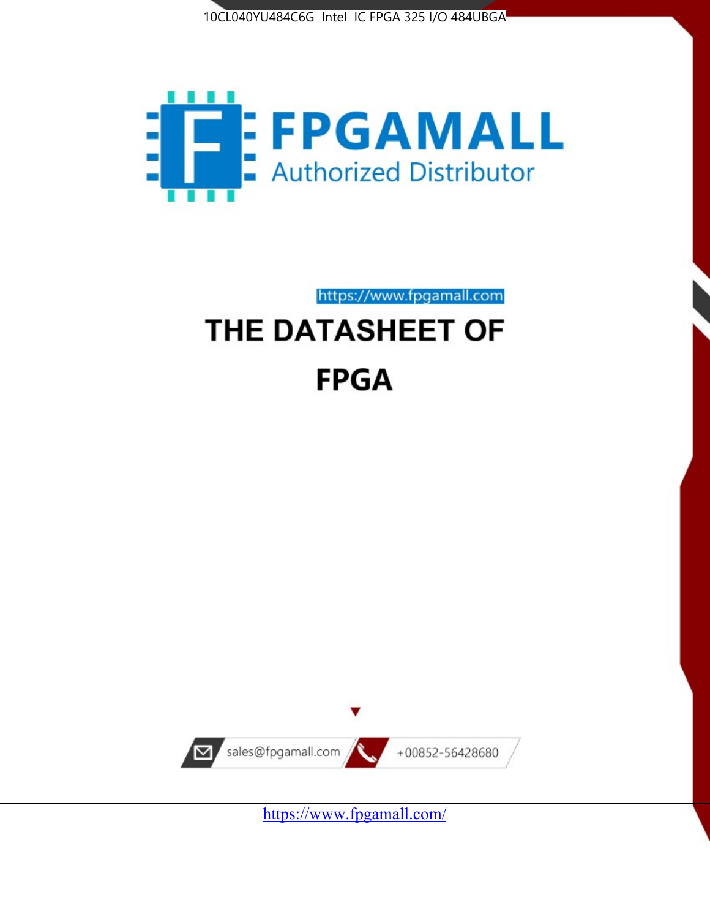10CL040YU484C6G Intel IC FPGA 325 I/O 484UBGA

FPGAMALL

Authorized Distributor

https://www.fpgamall.com

# THE DATASHEET OF

# FPGA

sales@fpgamall.com +00852-56428680

https://www.fpgamall.com/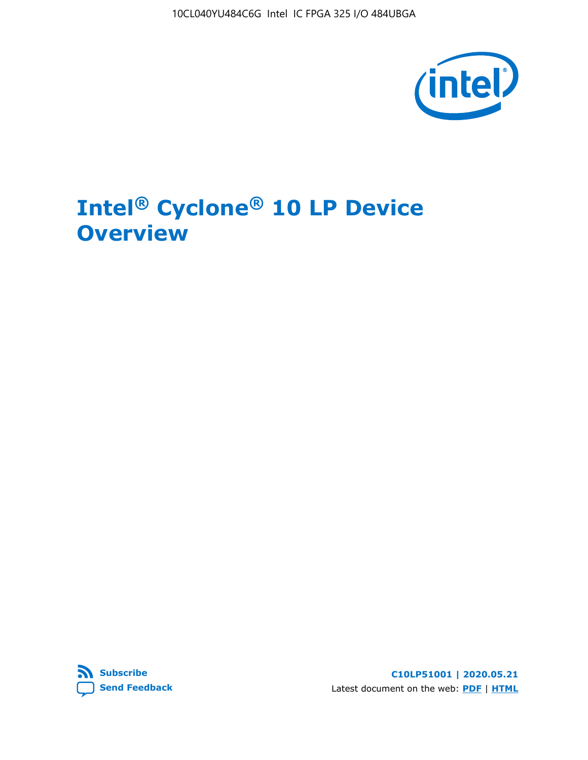# Intel® Cyclone® 10 LP Device Overview

Subscribe

Send Feedback

C10LP51001 | 2020.05.21

Latest document on the web: PDF | HTML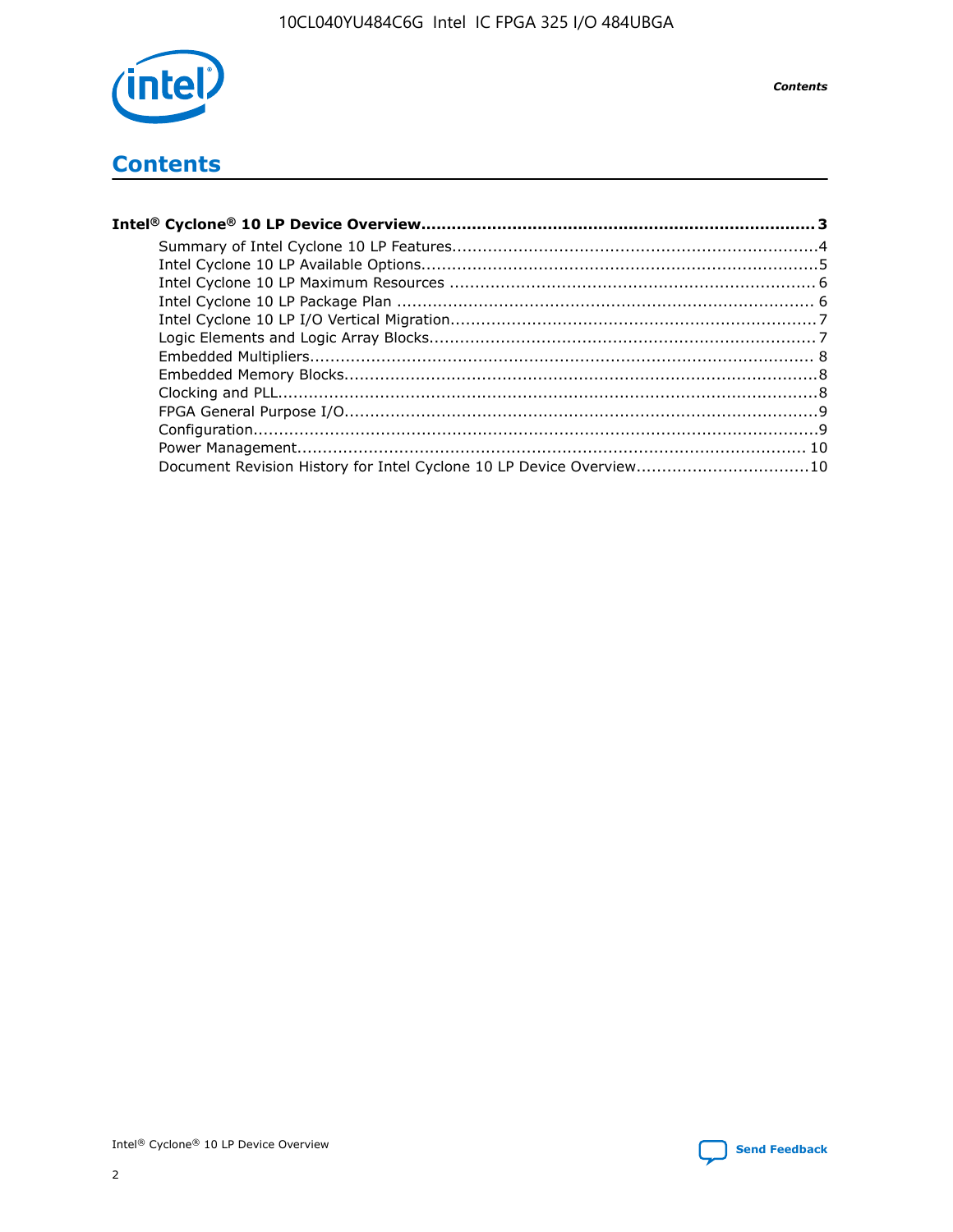# Contents

**Intel® Cyclone® 10 LP Device Overview....................................................................... 3**

- Summary of Intel Cyclone 10 LP Features........................................................................4
- Intel Cyclone 10 LP Available Options..............................................................................5
- Intel Cyclone 10 LP Maximum Resources ........................................................................ 6
- Intel Cyclone 10 LP Package Plan ................................................................................... 6
- Intel Cyclone 10 LP I/O Vertical Migration........................................................................7
- Logic Elements and Logic Array Blocks............................................................................7
- Embedded Multipliers................................................................................................... 8
- Embedded Memory Blocks.............................................................................................8
- Clocking and PLL..........................................................................................................8
- FPGA General Purpose I/O.............................................................................................9
- Configuration...............................................................................................................9
- Power Management.................................................................................................... 10
- Document Revision History for Intel Cyclone 10 LP Device Overview..................................10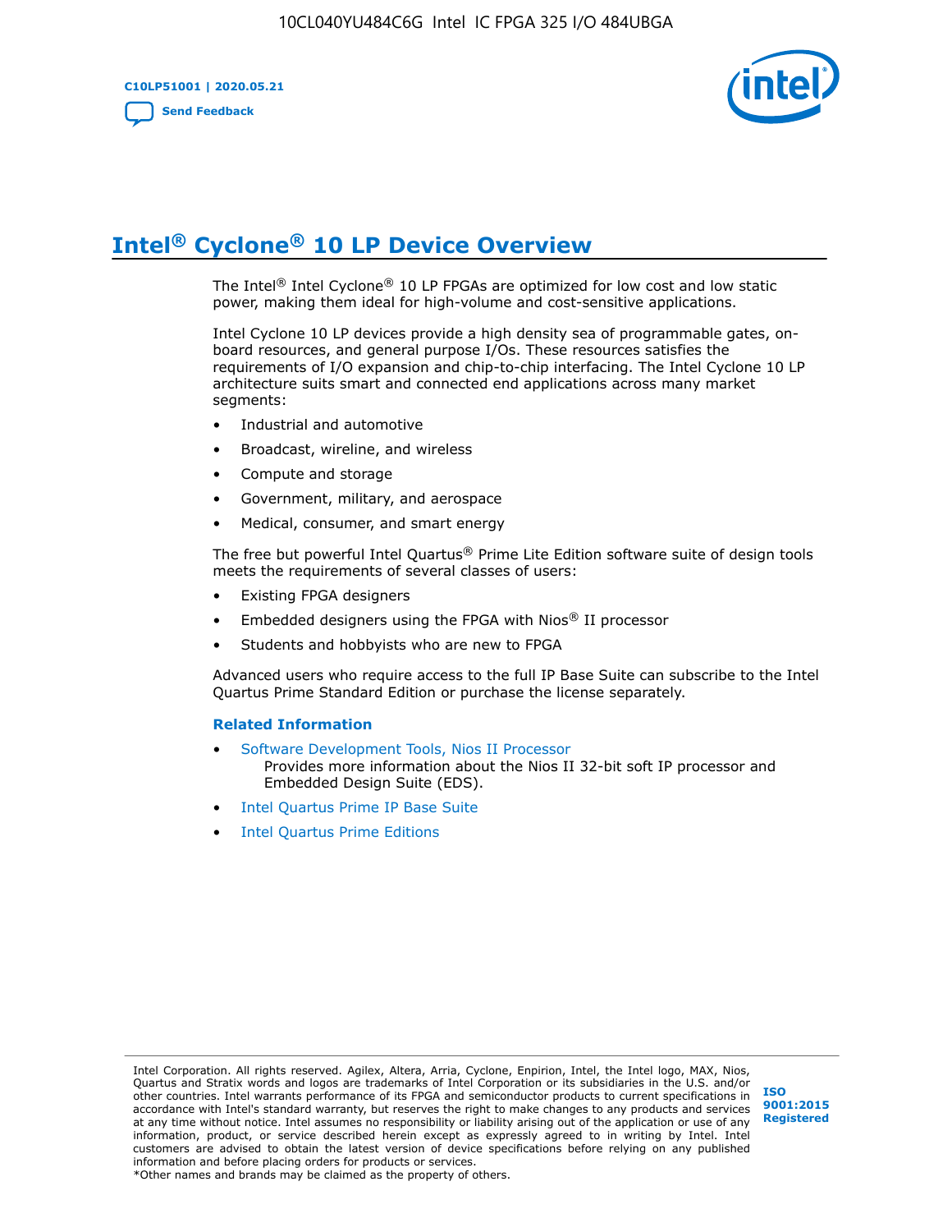# Intel® Cyclone® 10 LP Device Overview

The Intel® Intel Cyclone® 10 LP FPGAs are optimized for low cost and low static power, making them ideal for high-volume and cost-sensitive applications.

Intel Cyclone 10 LP devices provide a high density sea of programmable gates, on-board resources, and general purpose I/Os. These resources satisfies the requirements of I/O expansion and chip-to-chip interfacing. The Intel Cyclone 10 LP architecture suits smart and connected end applications across many market segments:

- Industrial and automotive
- Broadcast, wireline, and wireless
- Compute and storage
- Government, military, and aerospace
- Medical, consumer, and smart energy

The free but powerful Intel Quartus® Prime Lite Edition software suite of design tools meets the requirements of several classes of users:

- Existing FPGA designers
- Embedded designers using the FPGA with Nios® II processor
- Students and hobbyists who are new to FPGA

Advanced users who require access to the full IP Base Suite can subscribe to the Intel Quartus Prime Standard Edition or purchase the license separately.

**Related Information**

- Software Development Tools, Nios II Processor
  Provides more information about the Nios II 32-bit soft IP processor and Embedded Design Suite (EDS).
- Intel Quartus Prime IP Base Suite
- Intel Quartus Prime Editions

Intel Corporation. All rights reserved. Agilex, Altera, Arria, Cyclone, Enpirion, Intel, the Intel logo, MAX, Nios, Quartus and Stratix words and logos are trademarks of Intel Corporation or its subsidiaries in the U.S. and/or other countries. Intel warrants performance of its FPGA and semiconductor products to current specifications in accordance with Intel's standard warranty, but reserves the right to make changes to any products and services at any time without notice. Intel assumes no responsibility or liability arising out of the application or use of any information, product, or service described herein except as expressly agreed to in writing by Intel. Intel customers are advised to obtain the latest version of device specifications before relying on any published information and before placing orders for products or services.
*Other names and brands may be claimed as the property of others.

ISO 9001:2015 Registered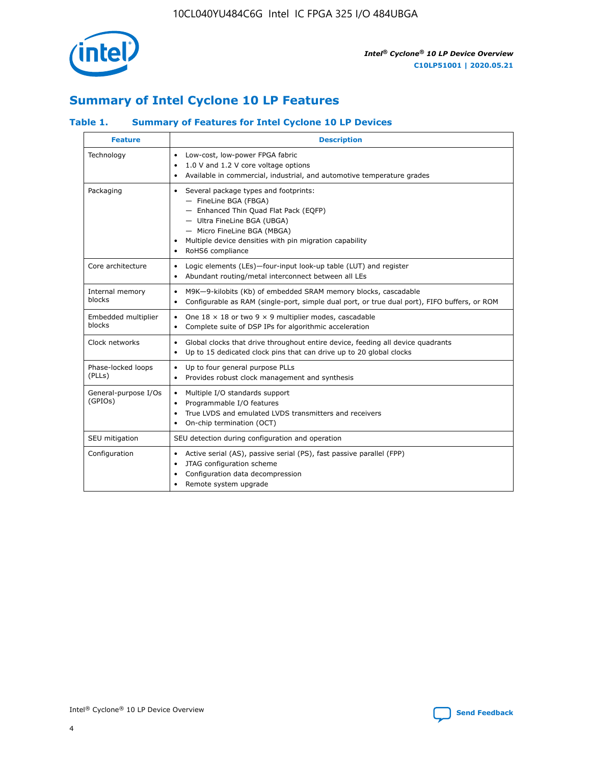# Summary of Intel Cyclone 10 LP Features

### Table 1. Summary of Features for Intel Cyclone 10 LP Devices

| Feature | Description |
|---|---|
| Technology | • Low-cost, low-power FPGA fabric<br>• 1.0 V and 1.2 V core voltage options<br>• Available in commercial, industrial, and automotive temperature grades |
| Packaging | • Several package types and footprints:<br>— FineLine BGA (FBGA)<br>— Enhanced Thin Quad Flat Pack (EQFP)<br>— Ultra FineLine BGA (UBGA)<br>— Micro FineLine BGA (MBGA)<br>• Multiple device densities with pin migration capability<br>• RoHS6 compliance |
| Core architecture | • Logic elements (LEs)—four-input look-up table (LUT) and register<br>• Abundant routing/metal interconnect between all LEs |
| Internal memory blocks | • M9K—9-kilobits (Kb) of embedded SRAM memory blocks, cascadable<br>• Configurable as RAM (single-port, simple dual port, or true dual port), FIFO buffers, or ROM |
| Embedded multiplier blocks | • One 18 × 18 or two 9 × 9 multiplier modes, cascadable<br>• Complete suite of DSP IPs for algorithmic acceleration |
| Clock networks | • Global clocks that drive throughout entire device, feeding all device quadrants<br>• Up to 15 dedicated clock pins that can drive up to 20 global clocks |
| Phase-locked loops (PLLs) | • Up to four general purpose PLLs<br>• Provides robust clock management and synthesis |
| General-purpose I/Os (GPIOs) | • Multiple I/O standards support<br>• Programmable I/O features<br>• True LVDS and emulated LVDS transmitters and receivers<br>• On-chip termination (OCT) |
| SEU mitigation | SEU detection during configuration and operation |
| Configuration | • Active serial (AS), passive serial (PS), fast passive parallel (FPP)<br>• JTAG configuration scheme<br>• Configuration data decompression<br>• Remote system upgrade |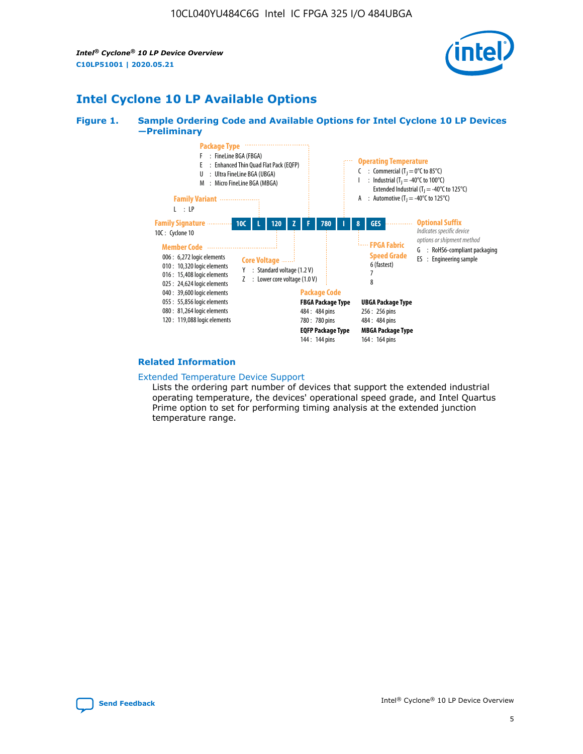## Intel Cyclone 10 LP Available Options

**Figure 1. Sample Ordering Code and Available Options for Intel Cyclone 10 LP Devices —Preliminary**

| 10C | L | 120 | Z | F | 780 | I | 8 | GES |
|---|---|---|---|---|---|---|---|---|

**Family Signature**
10C : Cyclone 10

**Family Variant**
L : LP

**Member Code**
- 006 : 6,272 logic elements
- 010 : 10,320 logic elements
- 016 : 15,408 logic elements
- 025 : 24,624 logic elements
- 040 : 39,600 logic elements
- 055 : 55,856 logic elements
- 080 : 81,264 logic elements
- 120 : 119,088 logic elements

**Core Voltage**
- Y : Standard voltage (1.2 V)
- Z : Lower core voltage (1.0 V)

**Package Type**
- F : FineLine BGA (FBGA)
- E : Enhanced Thin Quad Flat Pack (EQFP)
- U : Ultra FineLine BGA (UBGA)
- M : Micro FineLine BGA (MBGA)

**Package Code**

**FBGA Package Type**
- 484 : 484 pins
- 780 : 780 pins

**EQFP Package Type**
- 144 : 144 pins

**UBGA Package Type**
- 256 : 256 pins
- 484 : 484 pins

**MBGA Package Type**
- 164 : 164 pins

**Operating Temperature**
- C : Commercial ($T_J$ = 0°C to 85°C)
- I : Industrial ($T_J$ = -40°C to 100°C)
  Extended Industrial ($T_J$ = -40°C to 125°C)
- A : Automotive ($T_J$ = -40°C to 125°C)

**FPGA Fabric Speed Grade**
- 6 (fastest)
- 7
- 8

**Optional Suffix**
*Indicates specific device options or shipment method*
- G : RoHS6-compliant packaging
- ES : Engineering sample

### Related Information

Extended Temperature Device Support
Lists the ordering part number of devices that support the extended industrial operating temperature, the devices' operational speed grade, and Intel Quartus Prime option to set for performing timing analysis at the extended junction temperature range.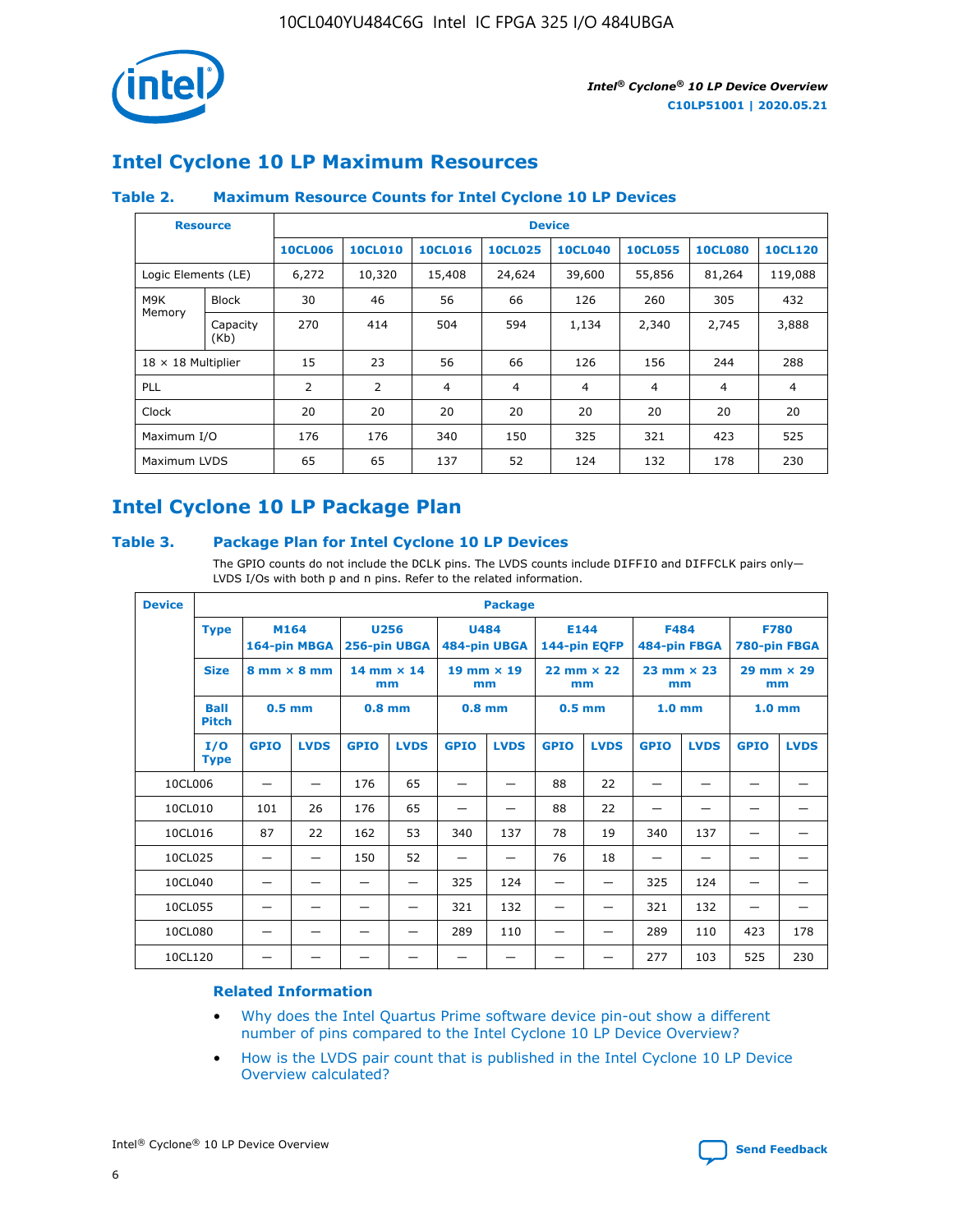# Intel Cyclone 10 LP Maximum Resources

### Table 2. Maximum Resource Counts for Intel Cyclone 10 LP Devices

| Resource | | Device | | | | | | | |
|---|---|---|---|---|---|---|---|---|---|
| | | 10CL006 | 10CL010 | 10CL016 | 10CL025 | 10CL040 | 10CL055 | 10CL080 | 10CL120 |
| Logic Elements (LE) | | 6,272 | 10,320 | 15,408 | 24,624 | 39,600 | 55,856 | 81,264 | 119,088 |
| M9K Memory | Block | 30 | 46 | 56 | 66 | 126 | 260 | 305 | 432 |
| | Capacity (Kb) | 270 | 414 | 504 | 594 | 1,134 | 2,340 | 2,745 | 3,888 |
| 18 × 18 Multiplier | | 15 | 23 | 56 | 66 | 126 | 156 | 244 | 288 |
| PLL | | 2 | 2 | 4 | 4 | 4 | 4 | 4 | 4 |
| Clock | | 20 | 20 | 20 | 20 | 20 | 20 | 20 | 20 |
| Maximum I/O | | 176 | 176 | 340 | 150 | 325 | 321 | 423 | 525 |
| Maximum LVDS | | 65 | 65 | 137 | 52 | 124 | 132 | 178 | 230 |

# Intel Cyclone 10 LP Package Plan

### Table 3. Package Plan for Intel Cyclone 10 LP Devices

The GPIO counts do not include the DCLK pins. The LVDS counts include DIFFIO and DIFFCLK pairs only—LVDS I/Os with both p and n pins. Refer to the related information.

| Device | Package | | | | | | | | | | | | |
|---|---|---|---|---|---|---|---|---|---|---|---|---|---|
| | Type | M164 164-pin MBGA | | U256 256-pin UBGA | | U484 484-pin UBGA | | E144 144-pin EQFP | | F484 484-pin FBGA | | F780 780-pin FBGA | |
| | Size | 8 mm × 8 mm | | 14 mm × 14 mm | | 19 mm × 19 mm | | 22 mm × 22 mm | | 23 mm × 23 mm | | 29 mm × 29 mm | |
| | Ball Pitch | 0.5 mm | | 0.8 mm | | 0.8 mm | | 0.5 mm | | 1.0 mm | | 1.0 mm | |
| | I/O Type | GPIO | LVDS | GPIO | LVDS | GPIO | LVDS | GPIO | LVDS | GPIO | LVDS | GPIO | LVDS |
| 10CL006 | | — | — | 176 | 65 | — | — | 88 | 22 | — | — | — | — |
| 10CL010 | | 101 | 26 | 176 | 65 | — | — | 88 | 22 | — | — | — | — |
| 10CL016 | | 87 | 22 | 162 | 53 | 340 | 137 | 78 | 19 | 340 | 137 | — | — |
| 10CL025 | | — | — | 150 | 52 | — | — | 76 | 18 | — | — | — | — |
| 10CL040 | | — | — | — | — | 325 | 124 | — | — | 325 | 124 | — | — |
| 10CL055 | | — | — | — | — | 321 | 132 | — | — | 321 | 132 | — | — |
| 10CL080 | | — | — | — | — | 289 | 110 | — | — | 289 | 110 | 423 | 178 |
| 10CL120 | | — | — | — | — | — | — | — | — | 277 | 103 | 525 | 230 |

### Related Information

- Why does the Intel Quartus Prime software device pin-out show a different number of pins compared to the Intel Cyclone 10 LP Device Overview?
- How is the LVDS pair count that is published in the Intel Cyclone 10 LP Device Overview calculated?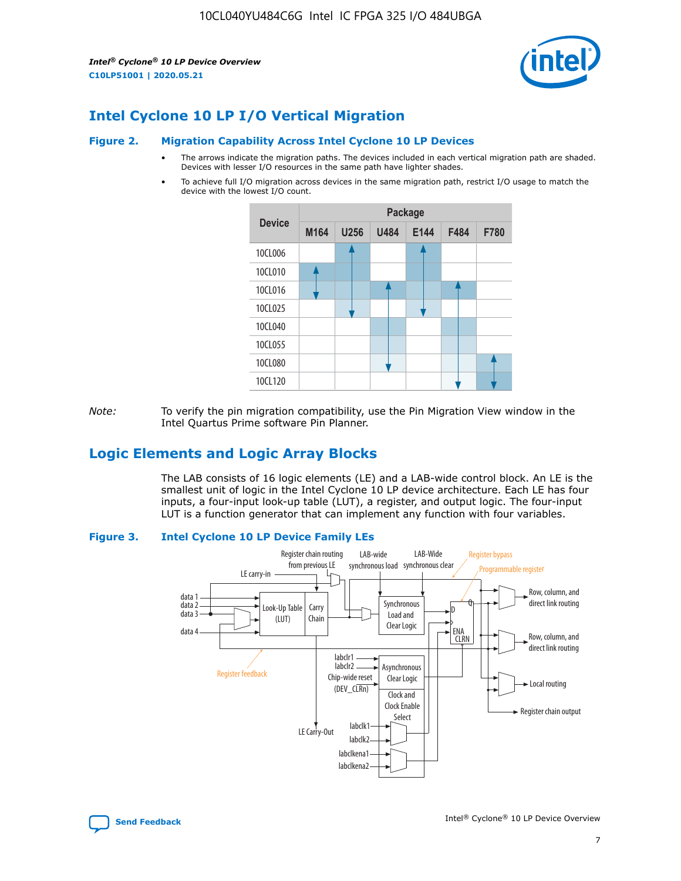## Intel Cyclone 10 LP I/O Vertical Migration

**Figure 2. Migration Capability Across Intel Cyclone 10 LP Devices**

- The arrows indicate the migration paths. The devices included in each vertical migration path are shaded. Devices with lesser I/O resources in the same path have lighter shades.
- To achieve full I/O migration across devices in the same migration path, restrict I/O usage to match the device with the lowest I/O count.

| Device | Package | | | | | |
|---|---|---|---|---|---|---|
| | M164 | U256 | U484 | E144 | F484 | F780 |
| 10CL006 | | | | | | |
| 10CL010 | | | | | | |
| 10CL016 | | | | | | |
| 10CL025 | | | | | | |
| 10CL040 | | | | | | |
| 10CL055 | | | | | | |
| 10CL080 | | | | | | |
| 10CL120 | | | | | | |

*Note:* To verify the pin migration compatibility, use the Pin Migration View window in the Intel Quartus Prime software Pin Planner.

## Logic Elements and Logic Array Blocks

The LAB consists of 16 logic elements (LE) and a LAB-wide control block. An LE is the smallest unit of logic in the Intel Cyclone 10 LP device architecture. Each LE has four inputs, a four-input look-up table (LUT), a register, and output logic. The four-input LUT is a function generator that can implement any function with four variables.

**Figure 3. Intel Cyclone 10 LP Device Family LEs**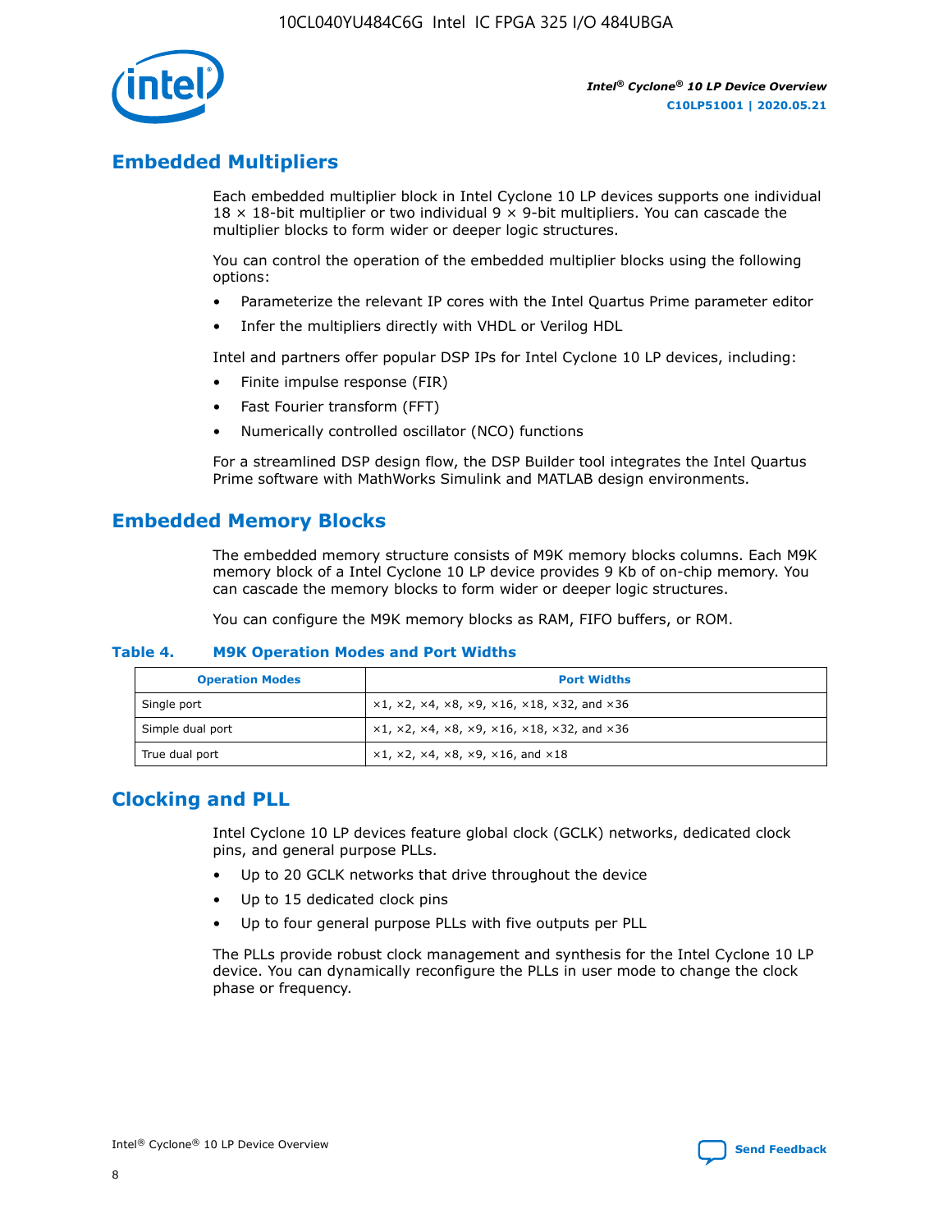## Embedded Multipliers

Each embedded multiplier block in Intel Cyclone 10 LP devices supports one individual 18 × 18-bit multiplier or two individual 9 × 9-bit multipliers. You can cascade the multiplier blocks to form wider or deeper logic structures.

You can control the operation of the embedded multiplier blocks using the following options:

- Parameterize the relevant IP cores with the Intel Quartus Prime parameter editor
- Infer the multipliers directly with VHDL or Verilog HDL

Intel and partners offer popular DSP IPs for Intel Cyclone 10 LP devices, including:

- Finite impulse response (FIR)
- Fast Fourier transform (FFT)
- Numerically controlled oscillator (NCO) functions

For a streamlined DSP design flow, the DSP Builder tool integrates the Intel Quartus Prime software with MathWorks Simulink and MATLAB design environments.

## Embedded Memory Blocks

The embedded memory structure consists of M9K memory blocks columns. Each M9K memory block of a Intel Cyclone 10 LP device provides 9 Kb of on-chip memory. You can cascade the memory blocks to form wider or deeper logic structures.

You can configure the M9K memory blocks as RAM, FIFO buffers, or ROM.

**Table 4. M9K Operation Modes and Port Widths**

| Operation Modes | Port Widths |
|---|---|
| Single port | ×1, ×2, ×4, ×8, ×9, ×16, ×18, ×32, and ×36 |
| Simple dual port | ×1, ×2, ×4, ×8, ×9, ×16, ×18, ×32, and ×36 |
| True dual port | ×1, ×2, ×4, ×8, ×9, ×16, and ×18 |

## Clocking and PLL

Intel Cyclone 10 LP devices feature global clock (GCLK) networks, dedicated clock pins, and general purpose PLLs.

- Up to 20 GCLK networks that drive throughout the device
- Up to 15 dedicated clock pins
- Up to four general purpose PLLs with five outputs per PLL

The PLLs provide robust clock management and synthesis for the Intel Cyclone 10 LP device. You can dynamically reconfigure the PLLs in user mode to change the clock phase or frequency.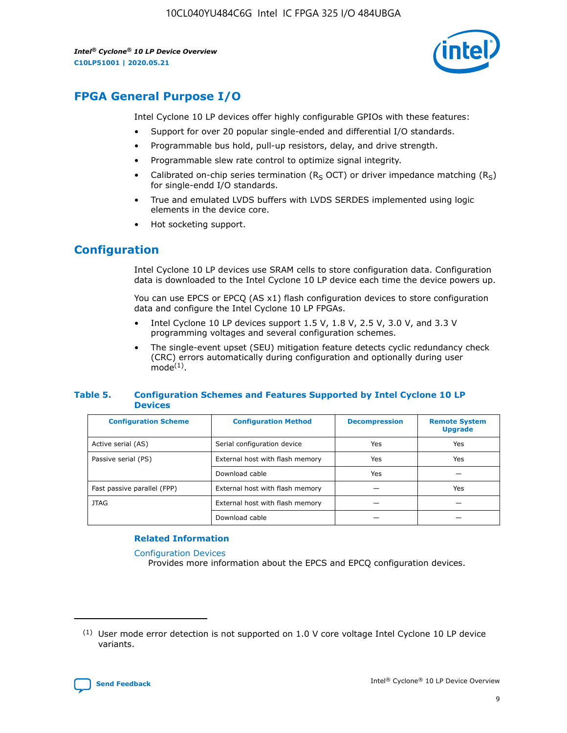## FPGA General Purpose I/O

Intel Cyclone 10 LP devices offer highly configurable GPIOs with these features:

- Support for over 20 popular single-ended and differential I/O standards.
- Programmable bus hold, pull-up resistors, delay, and drive strength.
- Programmable slew rate control to optimize signal integrity.
- Calibrated on-chip series termination ($R_S$ OCT) or driver impedance matching ($R_S$) for single-endd I/O standards.
- True and emulated LVDS buffers with LVDS SERDES implemented using logic elements in the device core.
- Hot socketing support.

## Configuration

Intel Cyclone 10 LP devices use SRAM cells to store configuration data. Configuration data is downloaded to the Intel Cyclone 10 LP device each time the device powers up.

You can use EPCS or EPCQ (AS x1) flash configuration devices to store configuration data and configure the Intel Cyclone 10 LP FPGAs.

- Intel Cyclone 10 LP devices support 1.5 V, 1.8 V, 2.5 V, 3.0 V, and 3.3 V programming voltages and several configuration schemes.
- The single-event upset (SEU) mitigation feature detects cyclic redundancy check (CRC) errors automatically during configuration and optionally during user mode[(1)].

### Table 5. Configuration Schemes and Features Supported by Intel Cyclone 10 LP Devices

| Configuration Scheme | Configuration Method | Decompression | Remote System Upgrade |
|---|---|---|---|
| Active serial (AS) | Serial configuration device | Yes | Yes |
| Passive serial (PS) | External host with flash memory | Yes | Yes |
| | Download cable | Yes | — |
| Fast passive parallel (FPP) | External host with flash memory | — | Yes |
| JTAG | External host with flash memory | — | — |
| | Download cable | — | — |

#### Related Information

Configuration Devices
Provides more information about the EPCS and EPCQ configuration devices.

(1) User mode error detection is not supported on 1.0 V core voltage Intel Cyclone 10 LP device variants.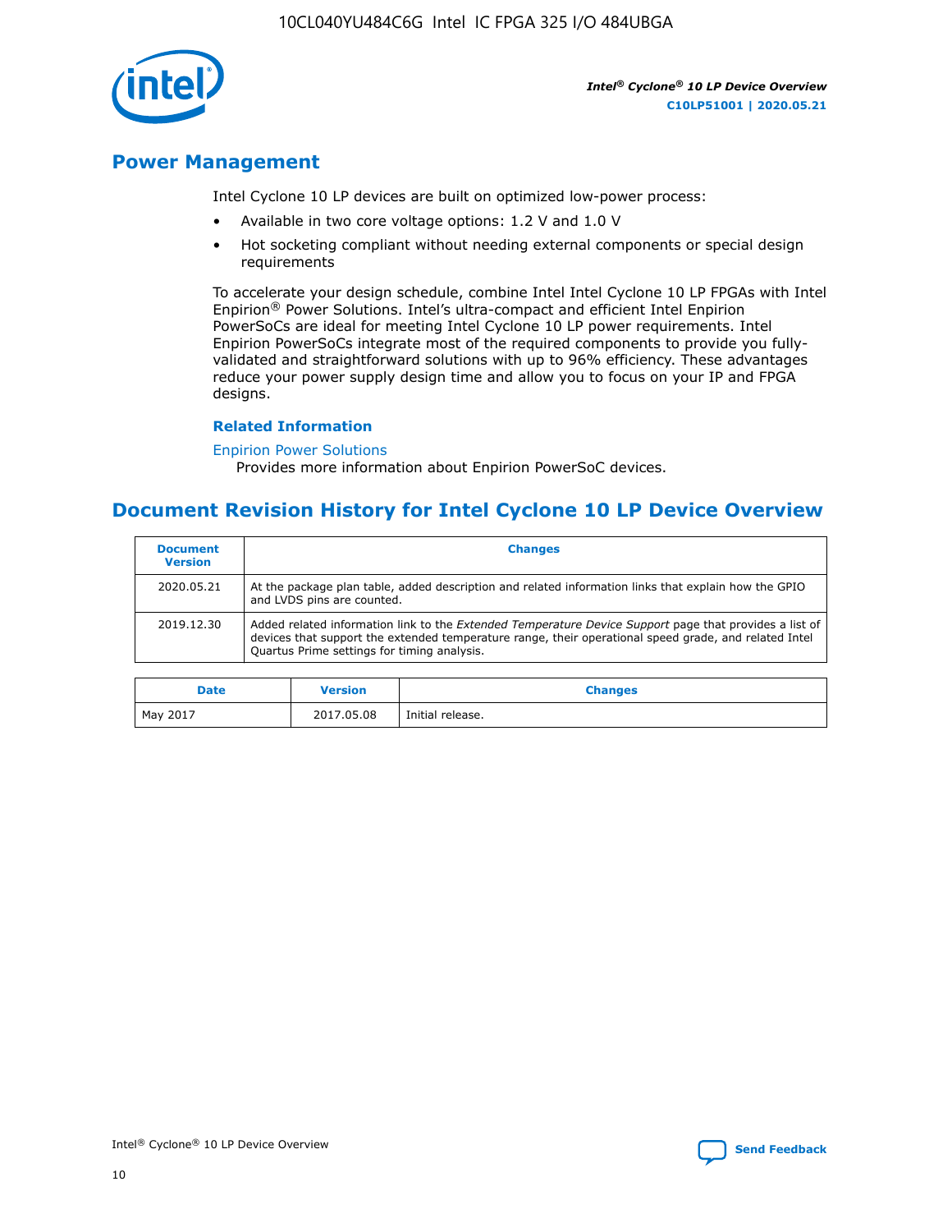## Power Management

Intel Cyclone 10 LP devices are built on optimized low-power process:

- Available in two core voltage options: 1.2 V and 1.0 V
- Hot socketing compliant without needing external components or special design requirements

To accelerate your design schedule, combine Intel Intel Cyclone 10 LP FPGAs with Intel Enpirion® Power Solutions. Intel's ultra-compact and efficient Intel Enpirion PowerSoCs are ideal for meeting Intel Cyclone 10 LP power requirements. Intel Enpirion PowerSoCs integrate most of the required components to provide you fully-validated and straightforward solutions with up to 96% efficiency. These advantages reduce your power supply design time and allow you to focus on your IP and FPGA designs.

### Related Information

Enpirion Power Solutions
Provides more information about Enpirion PowerSoC devices.

## Document Revision History for Intel Cyclone 10 LP Device Overview

| Document Version | Changes |
|---|---|
| 2020.05.21 | At the package plan table, added description and related information links that explain how the GPIO and LVDS pins are counted. |
| 2019.12.30 | Added related information link to the *Extended Temperature Device Support* page that provides a list of devices that support the extended temperature range, their operational speed grade, and related Intel Quartus Prime settings for timing analysis. |

| Date | Version | Changes |
|---|---|---|
| May 2017 | 2017.05.08 | Initial release. |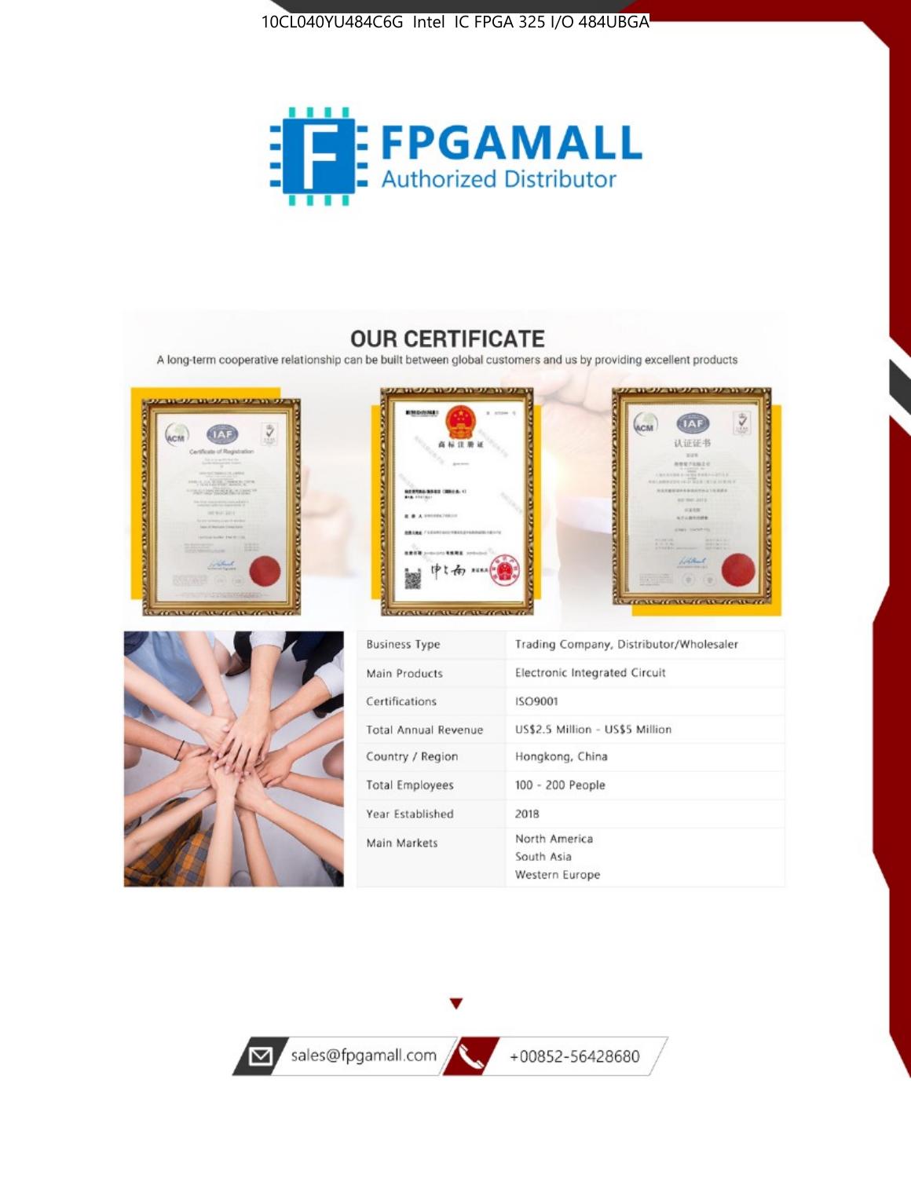# FPGAMALL

Authorized Distributor

## OUR CERTIFICATE

A long-term cooperative relationship can be built between global customers and us by providing excellent products

| | |
|---|---|
| Business Type | Trading Company, Distributor/Wholesaler |
| Main Products | Electronic Integrated Circuit |
| Certifications | ISO9001 |
| Total Annual Revenue | US$2.5 Million - US$5 Million |
| Country / Region | Hongkong, China |
| Total Employees | 100 - 200 People |
| Year Established | 2018 |
| Main Markets | North America<br>South Asia<br>Western Europe |

sales@fpgamall.com +00852-56428680